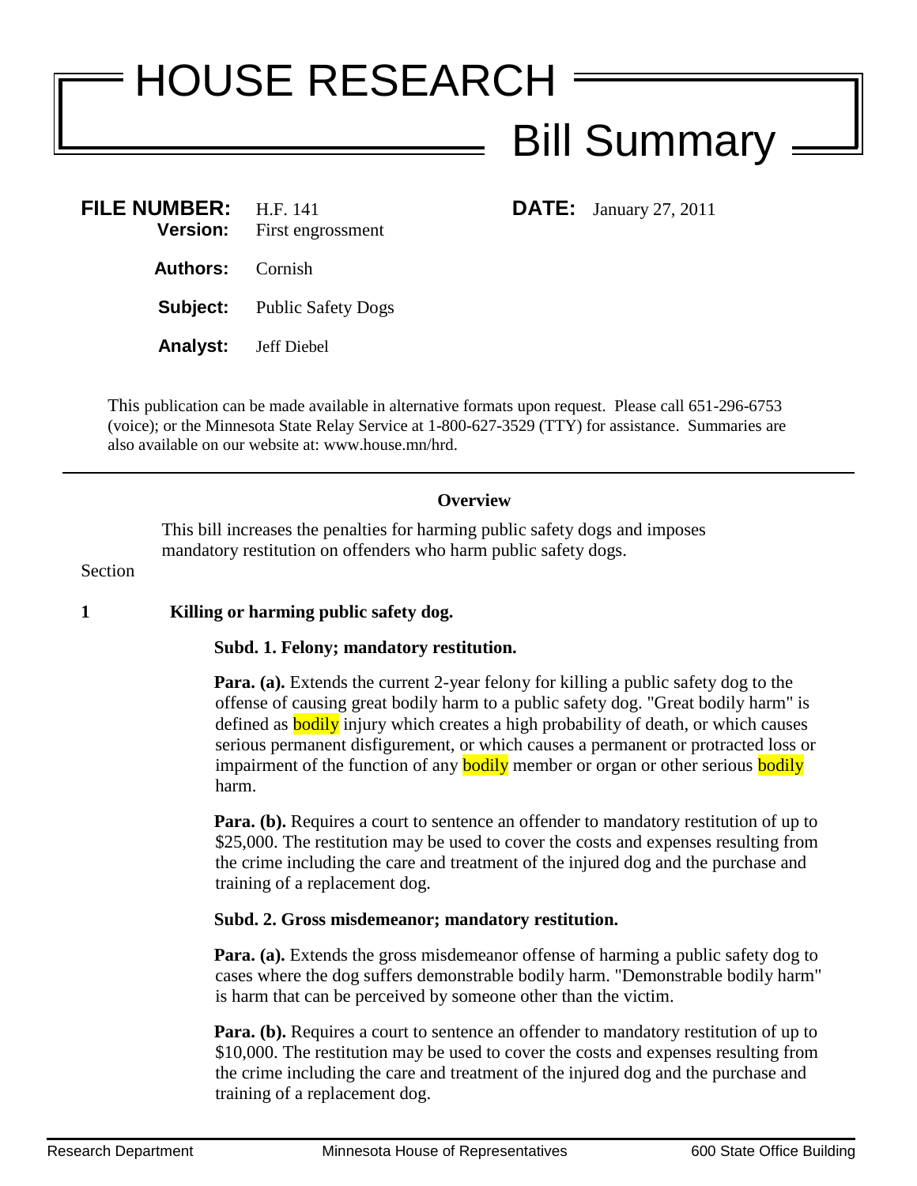# HOUSE RESEARCH

## Bill Summary

**FILE NUMBER:** H.F. 141
**Version:** First engrossment

**DATE:** January 27, 2011

**Authors:** Cornish

**Subject:** Public Safety Dogs

**Analyst:** Jeff Diebel

This publication can be made available in alternative formats upon request. Please call 651-296-6753 (voice); or the Minnesota State Relay Service at 1-800-627-3529 (TTY) for assistance. Summaries are also available on our website at: www.house.mn/hrd.

---

### Overview

This bill increases the penalties for harming public safety dogs and imposes mandatory restitution on offenders who harm public safety dogs.

Section

**1 Killing or harming public safety dog.**

**Subd. 1. Felony; mandatory restitution.**

**Para. (a).** Extends the current 2-year felony for killing a public safety dog to the offense of causing great bodily harm to a public safety dog. "Great bodily harm" is defined as bodily injury which creates a high probability of death, or which causes serious permanent disfigurement, or which causes a permanent or protracted loss or impairment of the function of any bodily member or organ or other serious bodily harm.

**Para. (b).** Requires a court to sentence an offender to mandatory restitution of up to $25,000. The restitution may be used to cover the costs and expenses resulting from the crime including the care and treatment of the injured dog and the purchase and training of a replacement dog.

**Subd. 2. Gross misdemeanor; mandatory restitution.**

**Para. (a).** Extends the gross misdemeanor offense of harming a public safety dog to cases where the dog suffers demonstrable bodily harm. "Demonstrable bodily harm" is harm that can be perceived by someone other than the victim.

**Para. (b).** Requires a court to sentence an offender to mandatory restitution of up to $10,000. The restitution may be used to cover the costs and expenses resulting from the crime including the care and treatment of the injured dog and the purchase and training of a replacement dog.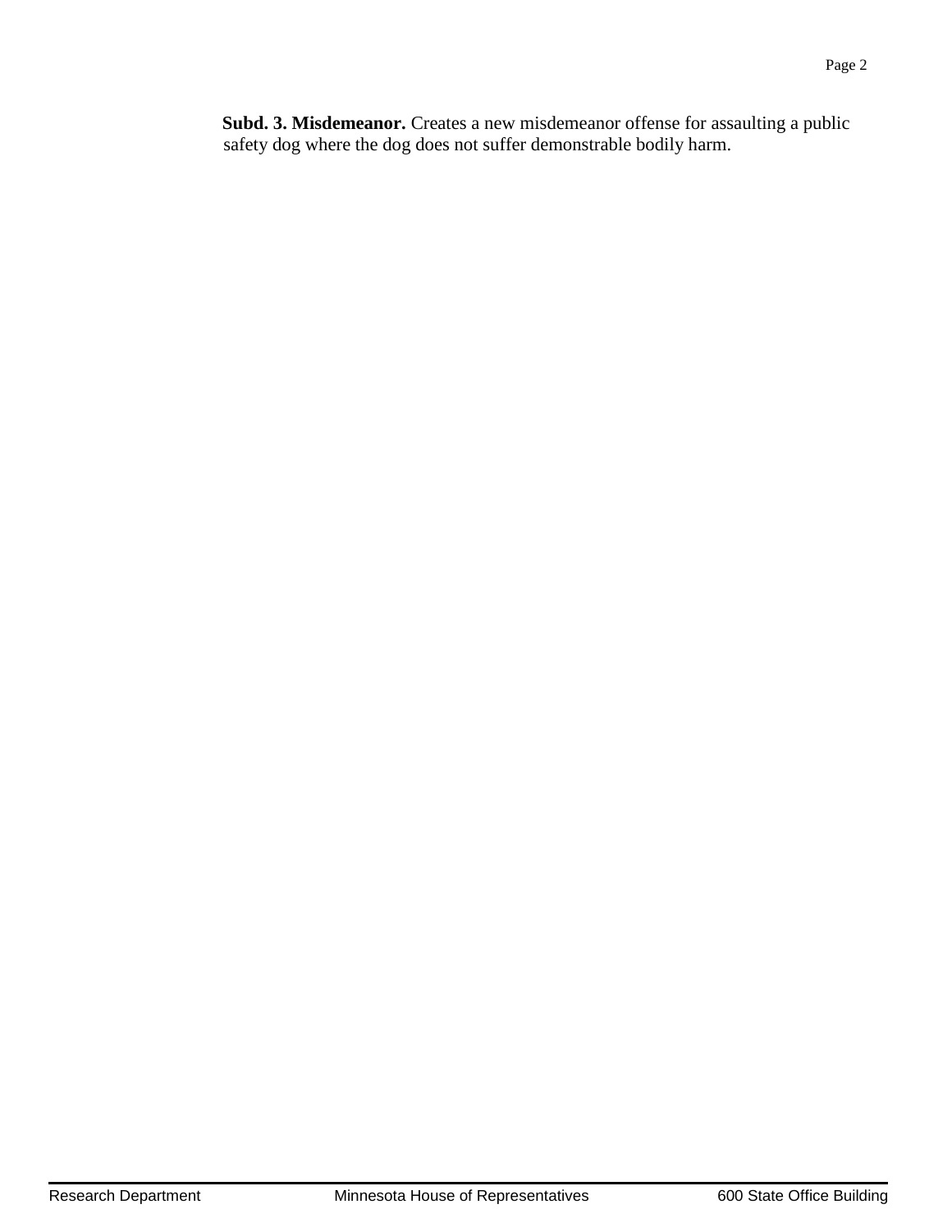**Subd. 3. Misdemeanor.** Creates a new misdemeanor offense for assaulting a public safety dog where the dog does not suffer demonstrable bodily harm.